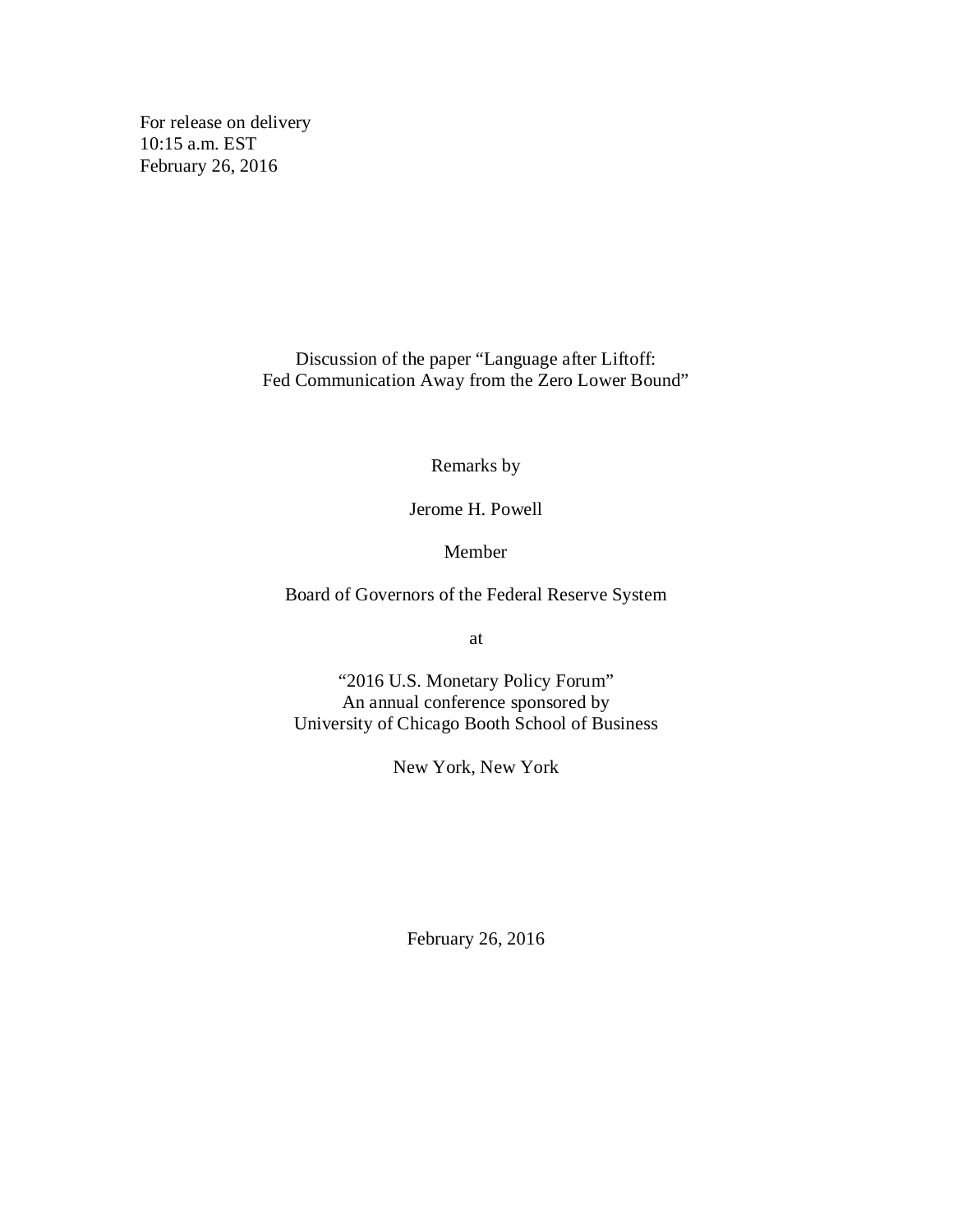For release on delivery
10:15 a.m. EST
February 26, 2016

Discussion of the paper "Language after Liftoff:
Fed Communication Away from the Zero Lower Bound"

Remarks by

Jerome H. Powell

Member

Board of Governors of the Federal Reserve System

at

"2016 U.S. Monetary Policy Forum"
An annual conference sponsored by
University of Chicago Booth School of Business

New York, New York

February 26, 2016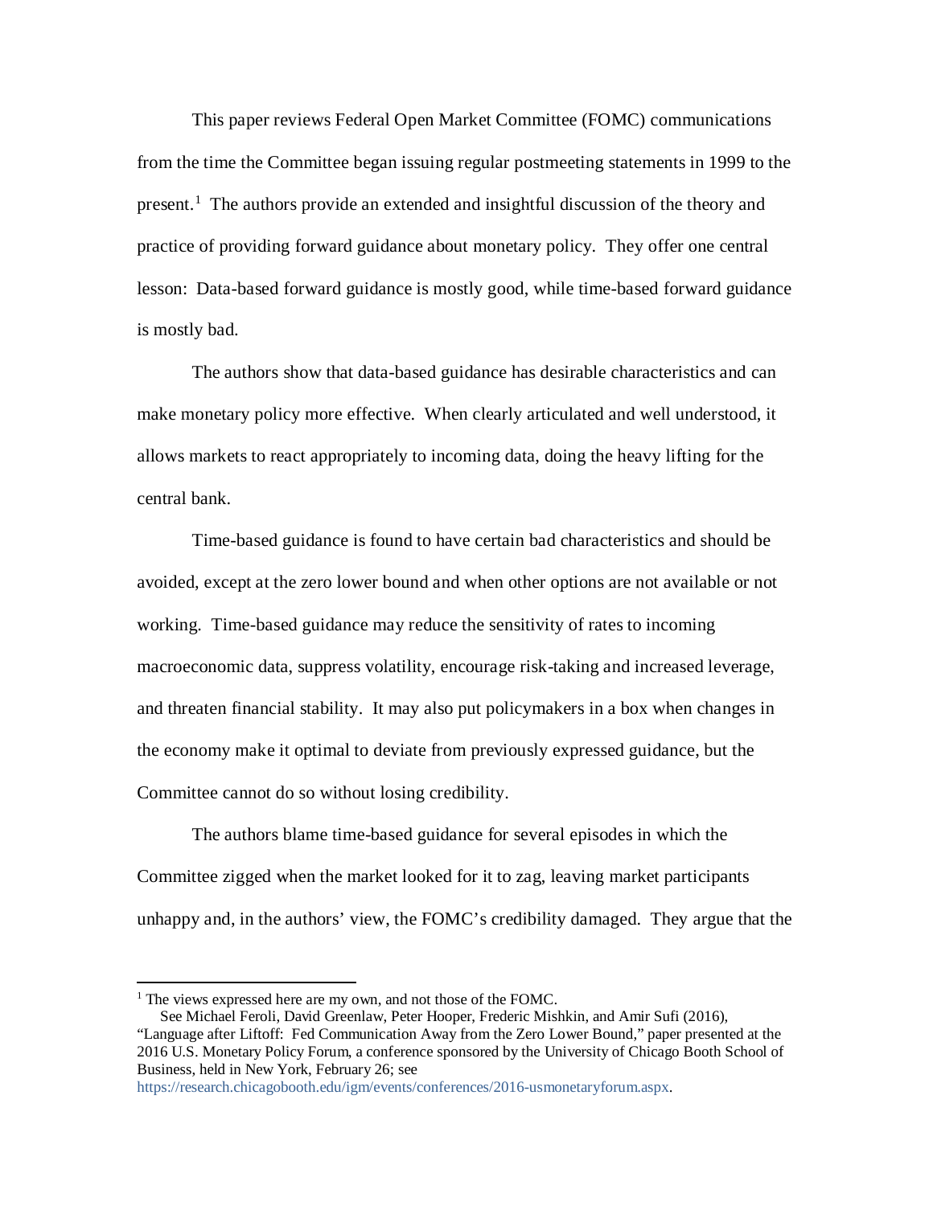This paper reviews Federal Open Market Committee (FOMC) communications from the time the Committee began issuing regular postmeeting statements in 1999 to the present.[1] The authors provide an extended and insightful discussion of the theory and practice of providing forward guidance about monetary policy. They offer one central lesson: Data-based forward guidance is mostly good, while time-based forward guidance is mostly bad.

The authors show that data-based guidance has desirable characteristics and can make monetary policy more effective. When clearly articulated and well understood, it allows markets to react appropriately to incoming data, doing the heavy lifting for the central bank.

Time-based guidance is found to have certain bad characteristics and should be avoided, except at the zero lower bound and when other options are not available or not working. Time-based guidance may reduce the sensitivity of rates to incoming macroeconomic data, suppress volatility, encourage risk-taking and increased leverage, and threaten financial stability. It may also put policymakers in a box when changes in the economy make it optimal to deviate from previously expressed guidance, but the Committee cannot do so without losing credibility.

The authors blame time-based guidance for several episodes in which the Committee zigged when the market looked for it to zag, leaving market participants unhappy and, in the authors' view, the FOMC's credibility damaged. They argue that the

---

[1] The views expressed here are my own, and not those of the FOMC.
See Michael Feroli, David Greenlaw, Peter Hooper, Frederic Mishkin, and Amir Sufi (2016), "Language after Liftoff: Fed Communication Away from the Zero Lower Bound," paper presented at the 2016 U.S. Monetary Policy Forum, a conference sponsored by the University of Chicago Booth School of Business, held in New York, February 26; see https://research.chicagobooth.edu/igm/events/conferences/2016-usmonetaryforum.aspx.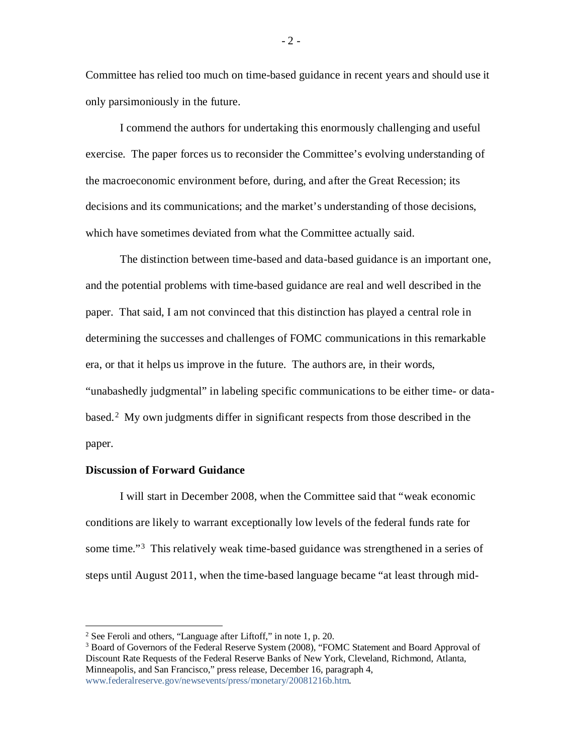Committee has relied too much on time-based guidance in recent years and should use it only parsimoniously in the future.

I commend the authors for undertaking this enormously challenging and useful exercise. The paper forces us to reconsider the Committee's evolving understanding of the macroeconomic environment before, during, and after the Great Recession; its decisions and its communications; and the market's understanding of those decisions, which have sometimes deviated from what the Committee actually said.

The distinction between time-based and data-based guidance is an important one, and the potential problems with time-based guidance are real and well described in the paper. That said, I am not convinced that this distinction has played a central role in determining the successes and challenges of FOMC communications in this remarkable era, or that it helps us improve in the future. The authors are, in their words, "unabashedly judgmental" in labeling specific communications to be either time- or data-based.[2] My own judgments differ in significant respects from those described in the paper.

**Discussion of Forward Guidance**

I will start in December 2008, when the Committee said that "weak economic conditions are likely to warrant exceptionally low levels of the federal funds rate for some time."[3] This relatively weak time-based guidance was strengthened in a series of steps until August 2011, when the time-based language became "at least through mid-

---

[2] See Feroli and others, "Language after Liftoff," in note 1, p. 20.

[3] Board of Governors of the Federal Reserve System (2008), "FOMC Statement and Board Approval of Discount Rate Requests of the Federal Reserve Banks of New York, Cleveland, Richmond, Atlanta, Minneapolis, and San Francisco," press release, December 16, paragraph 4, www.federalreserve.gov/newsevents/press/monetary/20081216b.htm.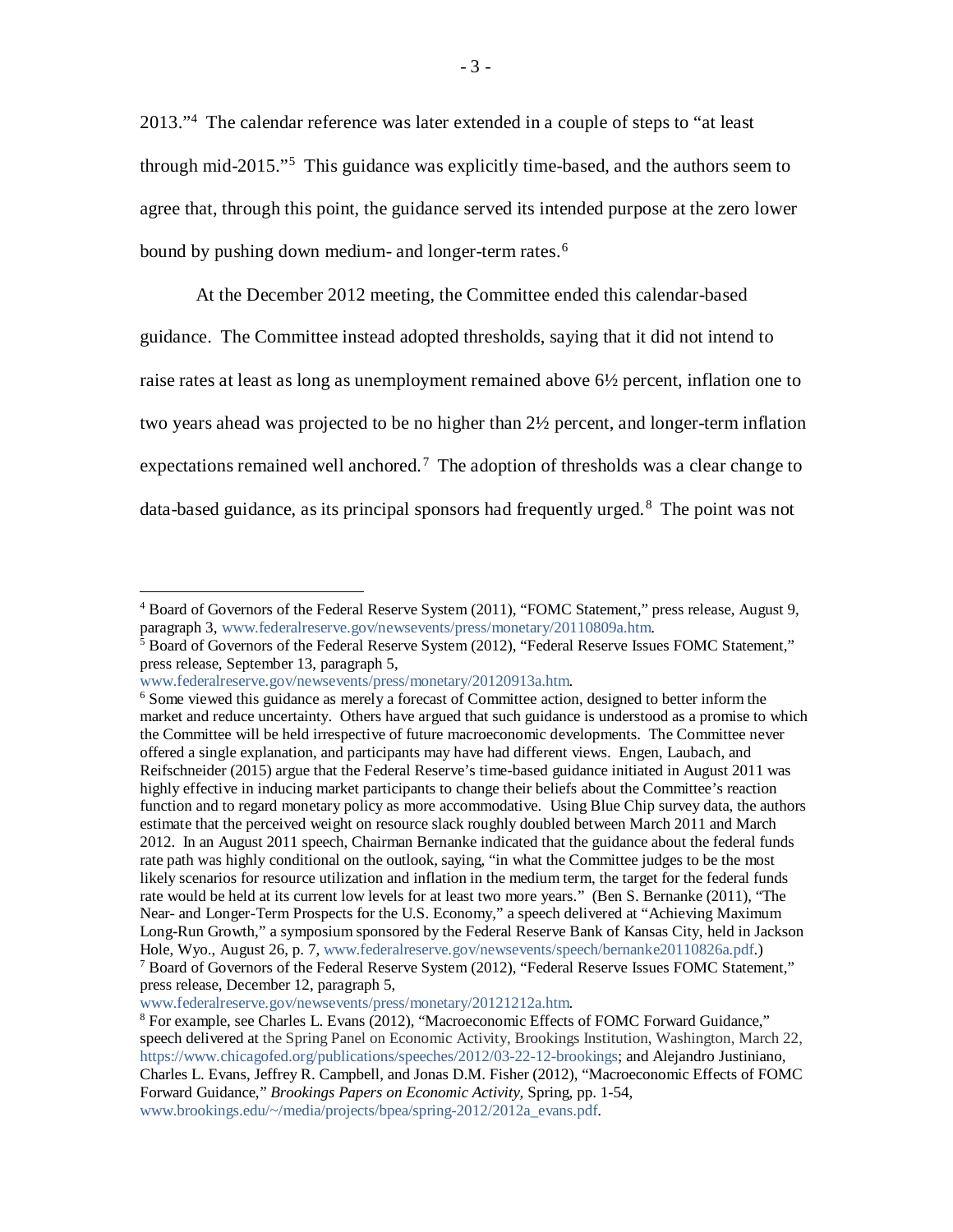2013."[4] The calendar reference was later extended in a couple of steps to "at least through mid-2015."[5] This guidance was explicitly time-based, and the authors seem to agree that, through this point, the guidance served its intended purpose at the zero lower bound by pushing down medium- and longer-term rates.[6]

At the December 2012 meeting, the Committee ended this calendar-based guidance. The Committee instead adopted thresholds, saying that it did not intend to raise rates at least as long as unemployment remained above 6½ percent, inflation one to two years ahead was projected to be no higher than 2½ percent, and longer-term inflation expectations remained well anchored.[7] The adoption of thresholds was a clear change to data-based guidance, as its principal sponsors had frequently urged.[8] The point was not

---

[4] Board of Governors of the Federal Reserve System (2011), "FOMC Statement," press release, August 9, paragraph 3, www.federalreserve.gov/newsevents/press/monetary/20110809a.htm.

[5] Board of Governors of the Federal Reserve System (2012), "Federal Reserve Issues FOMC Statement," press release, September 13, paragraph 5, www.federalreserve.gov/newsevents/press/monetary/20120913a.htm.

[6] Some viewed this guidance as merely a forecast of Committee action, designed to better inform the market and reduce uncertainty. Others have argued that such guidance is understood as a promise to which the Committee will be held irrespective of future macroeconomic developments. The Committee never offered a single explanation, and participants may have had different views. Engen, Laubach, and Reifschneider (2015) argue that the Federal Reserve's time-based guidance initiated in August 2011 was highly effective in inducing market participants to change their beliefs about the Committee's reaction function and to regard monetary policy as more accommodative. Using Blue Chip survey data, the authors estimate that the perceived weight on resource slack roughly doubled between March 2011 and March 2012. In an August 2011 speech, Chairman Bernanke indicated that the guidance about the federal funds rate path was highly conditional on the outlook, saying, "in what the Committee judges to be the most likely scenarios for resource utilization and inflation in the medium term, the target for the federal funds rate would be held at its current low levels for at least two more years." (Ben S. Bernanke (2011), "The Near- and Longer-Term Prospects for the U.S. Economy," a speech delivered at "Achieving Maximum Long-Run Growth," a symposium sponsored by the Federal Reserve Bank of Kansas City, held in Jackson Hole, Wyo., August 26, p. 7, www.federalreserve.gov/newsevents/speech/bernanke20110826a.pdf.)

[7] Board of Governors of the Federal Reserve System (2012), "Federal Reserve Issues FOMC Statement," press release, December 12, paragraph 5, www.federalreserve.gov/newsevents/press/monetary/20121212a.htm.

[8] For example, see Charles L. Evans (2012), "Macroeconomic Effects of FOMC Forward Guidance," speech delivered at the Spring Panel on Economic Activity, Brookings Institution, Washington, March 22, https://www.chicagofed.org/publications/speeches/2012/03-22-12-brookings; and Alejandro Justiniano, Charles L. Evans, Jeffrey R. Campbell, and Jonas D.M. Fisher (2012), "Macroeconomic Effects of FOMC Forward Guidance," *Brookings Papers on Economic Activity,* Spring, pp. 1-54, www.brookings.edu/~/media/projects/bpea/spring-2012/2012a_evans.pdf.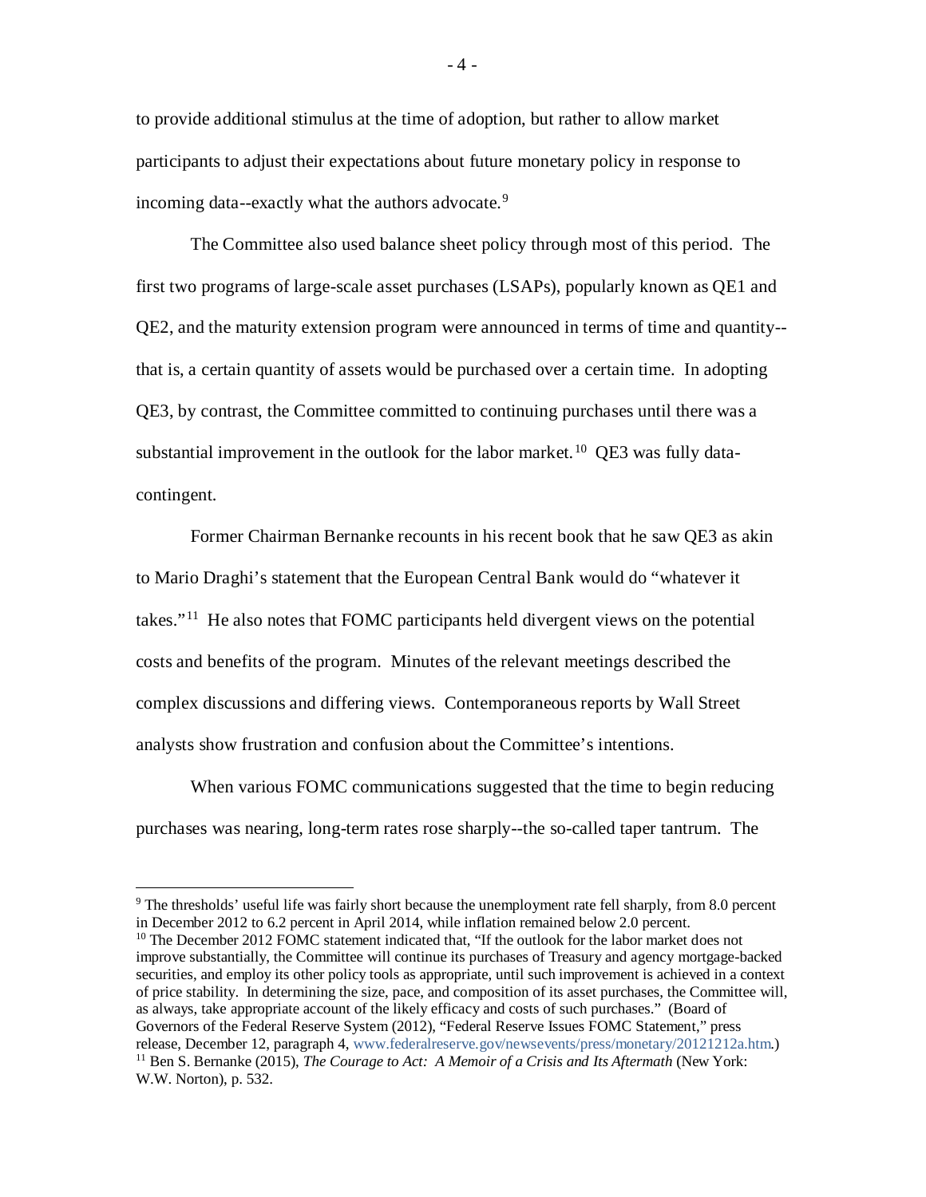to provide additional stimulus at the time of adoption, but rather to allow market participants to adjust their expectations about future monetary policy in response to incoming data--exactly what the authors advocate.[9]

The Committee also used balance sheet policy through most of this period. The first two programs of large-scale asset purchases (LSAPs), popularly known as QE1 and QE2, and the maturity extension program were announced in terms of time and quantity--that is, a certain quantity of assets would be purchased over a certain time. In adopting QE3, by contrast, the Committee committed to continuing purchases until there was a substantial improvement in the outlook for the labor market.[10] QE3 was fully data-contingent.

Former Chairman Bernanke recounts in his recent book that he saw QE3 as akin to Mario Draghi's statement that the European Central Bank would do "whatever it takes."[11] He also notes that FOMC participants held divergent views on the potential costs and benefits of the program. Minutes of the relevant meetings described the complex discussions and differing views. Contemporaneous reports by Wall Street analysts show frustration and confusion about the Committee's intentions.

When various FOMC communications suggested that the time to begin reducing purchases was nearing, long-term rates rose sharply--the so-called taper tantrum. The

---

[9] The thresholds' useful life was fairly short because the unemployment rate fell sharply, from 8.0 percent in December 2012 to 6.2 percent in April 2014, while inflation remained below 2.0 percent.

[10] The December 2012 FOMC statement indicated that, "If the outlook for the labor market does not improve substantially, the Committee will continue its purchases of Treasury and agency mortgage-backed securities, and employ its other policy tools as appropriate, until such improvement is achieved in a context of price stability. In determining the size, pace, and composition of its asset purchases, the Committee will, as always, take appropriate account of the likely efficacy and costs of such purchases." (Board of Governors of the Federal Reserve System (2012), "Federal Reserve Issues FOMC Statement," press release, December 12, paragraph 4, www.federalreserve.gov/newsevents/press/monetary/20121212a.htm.)

[11] Ben S. Bernanke (2015), *The Courage to Act: A Memoir of a Crisis and Its Aftermath* (New York: W.W. Norton), p. 532.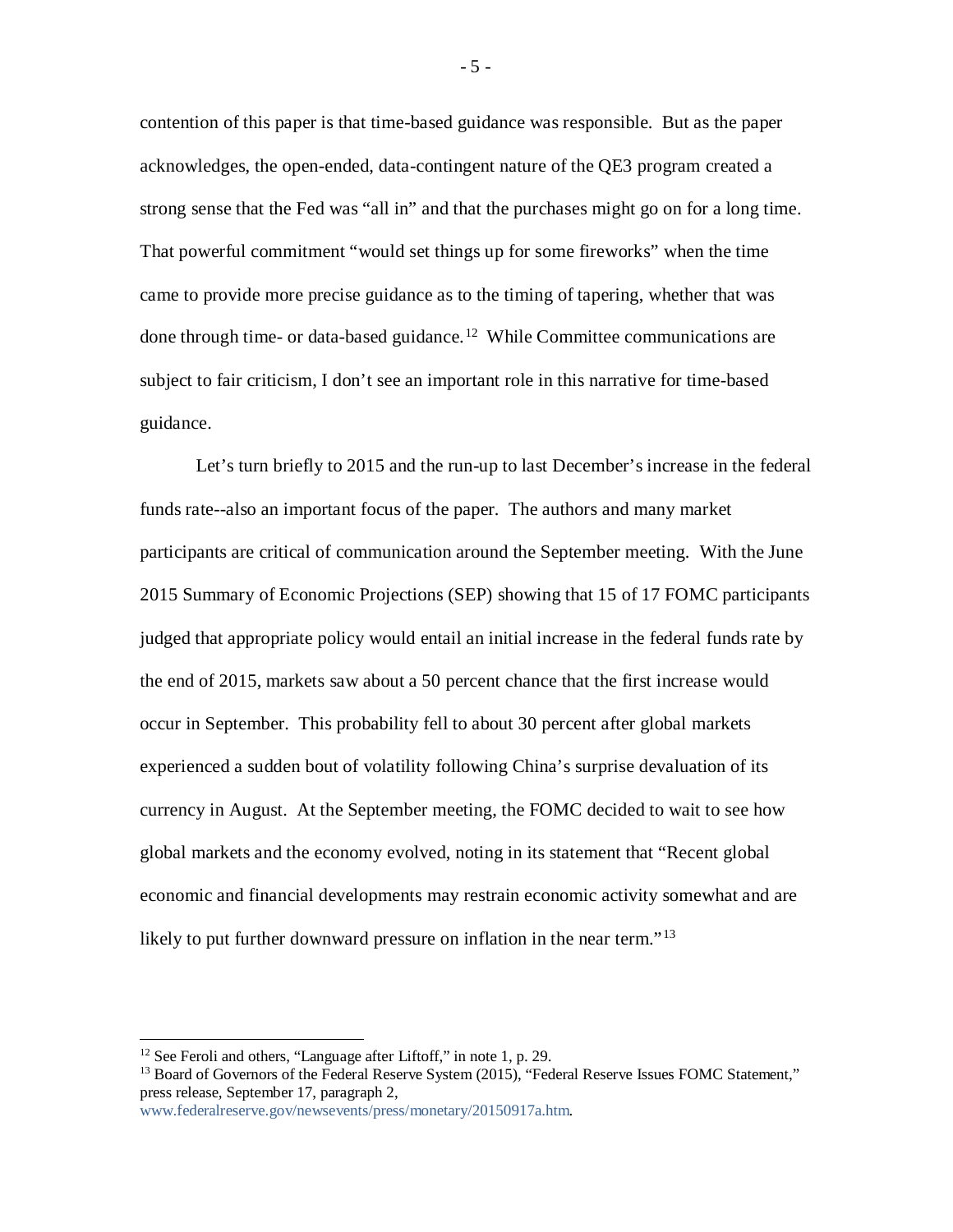contention of this paper is that time-based guidance was responsible. But as the paper acknowledges, the open-ended, data-contingent nature of the QE3 program created a strong sense that the Fed was "all in" and that the purchases might go on for a long time. That powerful commitment "would set things up for some fireworks" when the time came to provide more precise guidance as to the timing of tapering, whether that was done through time- or data-based guidance.[12] While Committee communications are subject to fair criticism, I don't see an important role in this narrative for time-based guidance.

Let's turn briefly to 2015 and the run-up to last December's increase in the federal funds rate--also an important focus of the paper. The authors and many market participants are critical of communication around the September meeting. With the June 2015 Summary of Economic Projections (SEP) showing that 15 of 17 FOMC participants judged that appropriate policy would entail an initial increase in the federal funds rate by the end of 2015, markets saw about a 50 percent chance that the first increase would occur in September. This probability fell to about 30 percent after global markets experienced a sudden bout of volatility following China's surprise devaluation of its currency in August. At the September meeting, the FOMC decided to wait to see how global markets and the economy evolved, noting in its statement that "Recent global economic and financial developments may restrain economic activity somewhat and are likely to put further downward pressure on inflation in the near term."[13]

---

[12] See Feroli and others, "Language after Liftoff," in note 1, p. 29.

[13] Board of Governors of the Federal Reserve System (2015), "Federal Reserve Issues FOMC Statement," press release, September 17, paragraph 2, www.federalreserve.gov/newsevents/press/monetary/20150917a.htm.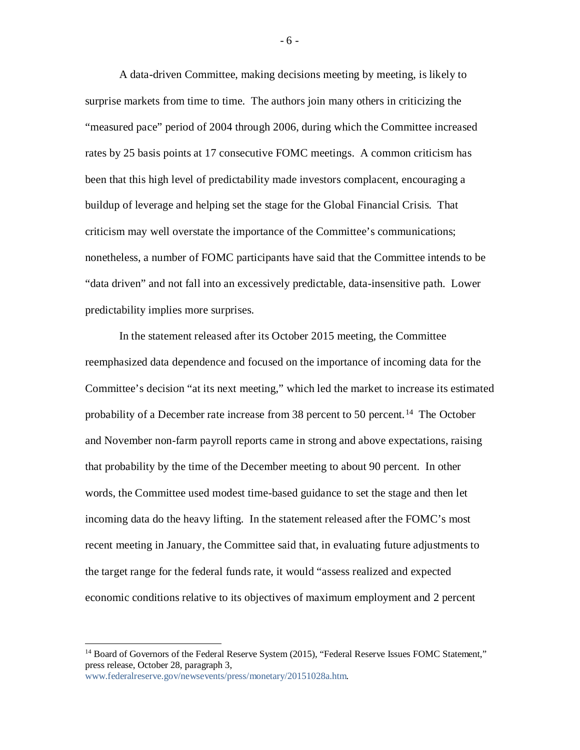A data-driven Committee, making decisions meeting by meeting, is likely to surprise markets from time to time. The authors join many others in criticizing the "measured pace" period of 2004 through 2006, during which the Committee increased rates by 25 basis points at 17 consecutive FOMC meetings. A common criticism has been that this high level of predictability made investors complacent, encouraging a buildup of leverage and helping set the stage for the Global Financial Crisis. That criticism may well overstate the importance of the Committee's communications; nonetheless, a number of FOMC participants have said that the Committee intends to be "data driven" and not fall into an excessively predictable, data-insensitive path. Lower predictability implies more surprises.

In the statement released after its October 2015 meeting, the Committee reemphasized data dependence and focused on the importance of incoming data for the Committee's decision "at its next meeting," which led the market to increase its estimated probability of a December rate increase from 38 percent to 50 percent.[14] The October and November non-farm payroll reports came in strong and above expectations, raising that probability by the time of the December meeting to about 90 percent. In other words, the Committee used modest time-based guidance to set the stage and then let incoming data do the heavy lifting. In the statement released after the FOMC's most recent meeting in January, the Committee said that, in evaluating future adjustments to the target range for the federal funds rate, it would "assess realized and expected economic conditions relative to its objectives of maximum employment and 2 percent

[14] Board of Governors of the Federal Reserve System (2015), "Federal Reserve Issues FOMC Statement," press release, October 28, paragraph 3, www.federalreserve.gov/newsevents/press/monetary/20151028a.htm.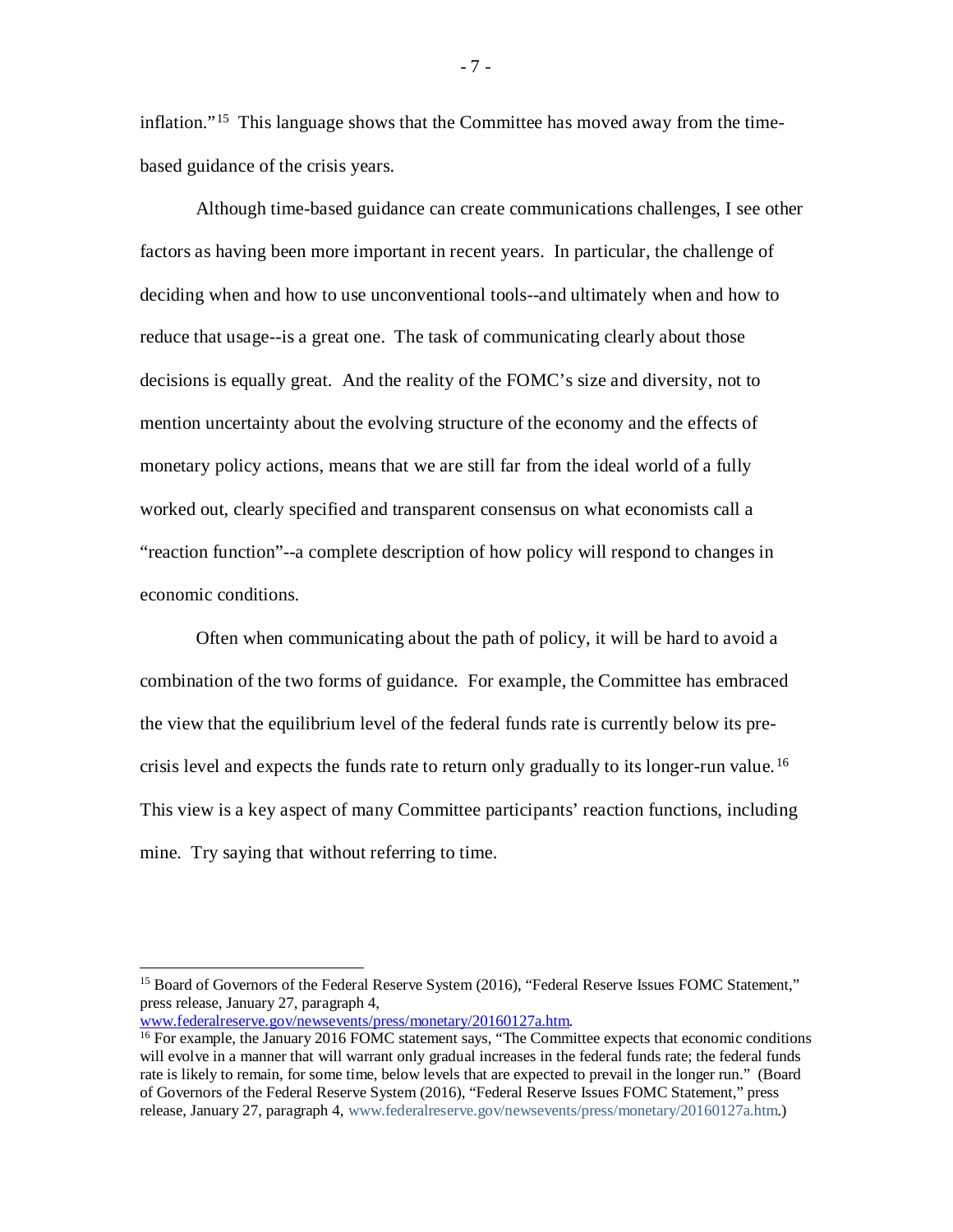inflation."[15] This language shows that the Committee has moved away from the time-based guidance of the crisis years.

Although time-based guidance can create communications challenges, I see other factors as having been more important in recent years. In particular, the challenge of deciding when and how to use unconventional tools--and ultimately when and how to reduce that usage--is a great one. The task of communicating clearly about those decisions is equally great. And the reality of the FOMC's size and diversity, not to mention uncertainty about the evolving structure of the economy and the effects of monetary policy actions, means that we are still far from the ideal world of a fully worked out, clearly specified and transparent consensus on what economists call a "reaction function"--a complete description of how policy will respond to changes in economic conditions.

Often when communicating about the path of policy, it will be hard to avoid a combination of the two forms of guidance. For example, the Committee has embraced the view that the equilibrium level of the federal funds rate is currently below its pre-crisis level and expects the funds rate to return only gradually to its longer-run value.[16] This view is a key aspect of many Committee participants' reaction functions, including mine. Try saying that without referring to time.

---

[15] Board of Governors of the Federal Reserve System (2016), "Federal Reserve Issues FOMC Statement," press release, January 27, paragraph 4, www.federalreserve.gov/newsevents/press/monetary/20160127a.htm.

[16] For example, the January 2016 FOMC statement says, "The Committee expects that economic conditions will evolve in a manner that will warrant only gradual increases in the federal funds rate; the federal funds rate is likely to remain, for some time, below levels that are expected to prevail in the longer run." (Board of Governors of the Federal Reserve System (2016), "Federal Reserve Issues FOMC Statement," press release, January 27, paragraph 4, www.federalreserve.gov/newsevents/press/monetary/20160127a.htm.)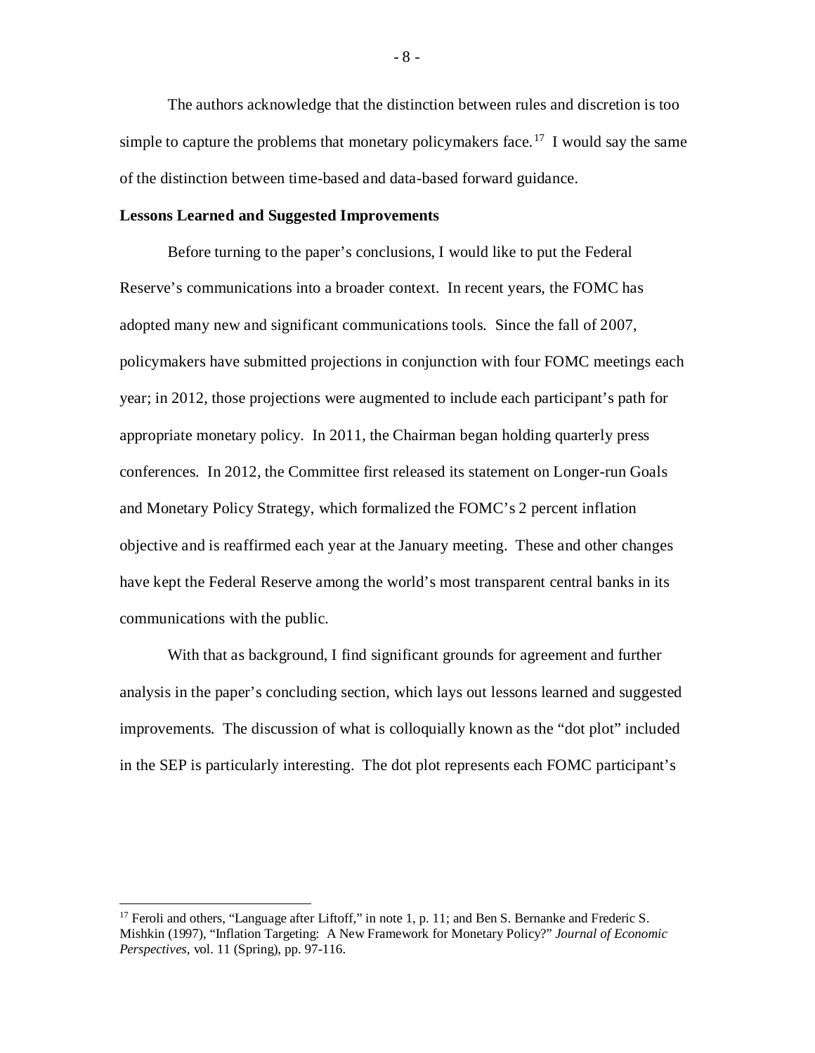The authors acknowledge that the distinction between rules and discretion is too simple to capture the problems that monetary policymakers face.[17] I would say the same of the distinction between time-based and data-based forward guidance.

**Lessons Learned and Suggested Improvements**

Before turning to the paper's conclusions, I would like to put the Federal Reserve's communications into a broader context. In recent years, the FOMC has adopted many new and significant communications tools. Since the fall of 2007, policymakers have submitted projections in conjunction with four FOMC meetings each year; in 2012, those projections were augmented to include each participant's path for appropriate monetary policy. In 2011, the Chairman began holding quarterly press conferences. In 2012, the Committee first released its statement on Longer-run Goals and Monetary Policy Strategy, which formalized the FOMC's 2 percent inflation objective and is reaffirmed each year at the January meeting. These and other changes have kept the Federal Reserve among the world's most transparent central banks in its communications with the public.

With that as background, I find significant grounds for agreement and further analysis in the paper's concluding section, which lays out lessons learned and suggested improvements. The discussion of what is colloquially known as the "dot plot" included in the SEP is particularly interesting. The dot plot represents each FOMC participant's

---

[17] Feroli and others, "Language after Liftoff," in note 1, p. 11; and Ben S. Bernanke and Frederic S. Mishkin (1997), "Inflation Targeting: A New Framework for Monetary Policy?" *Journal of Economic Perspectives*, vol. 11 (Spring), pp. 97-116.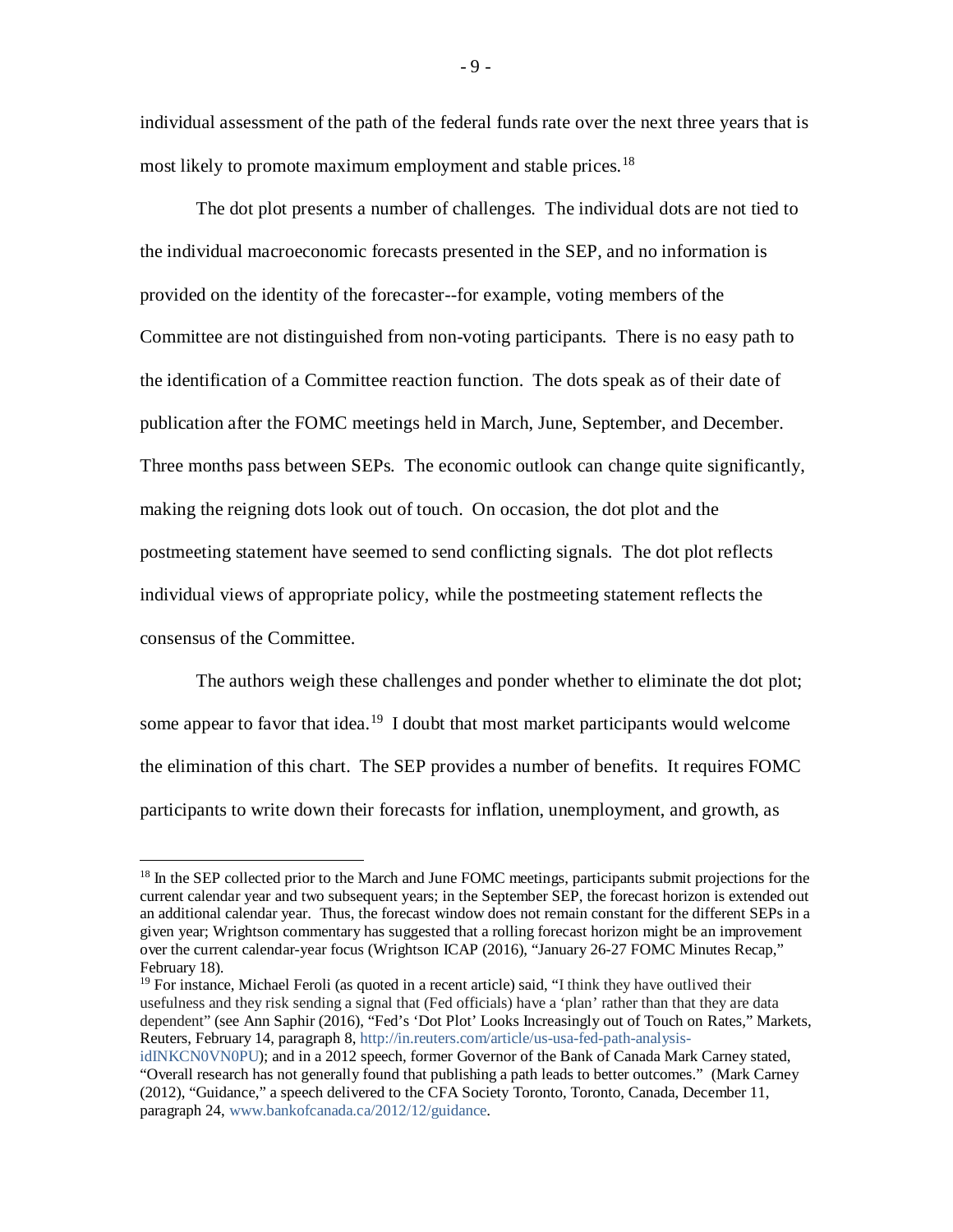individual assessment of the path of the federal funds rate over the next three years that is most likely to promote maximum employment and stable prices.[18]

The dot plot presents a number of challenges. The individual dots are not tied to the individual macroeconomic forecasts presented in the SEP, and no information is provided on the identity of the forecaster--for example, voting members of the Committee are not distinguished from non-voting participants. There is no easy path to the identification of a Committee reaction function. The dots speak as of their date of publication after the FOMC meetings held in March, June, September, and December. Three months pass between SEPs. The economic outlook can change quite significantly, making the reigning dots look out of touch. On occasion, the dot plot and the postmeeting statement have seemed to send conflicting signals. The dot plot reflects individual views of appropriate policy, while the postmeeting statement reflects the consensus of the Committee.

The authors weigh these challenges and ponder whether to eliminate the dot plot; some appear to favor that idea.[19] I doubt that most market participants would welcome the elimination of this chart. The SEP provides a number of benefits. It requires FOMC participants to write down their forecasts for inflation, unemployment, and growth, as

---

[18] In the SEP collected prior to the March and June FOMC meetings, participants submit projections for the current calendar year and two subsequent years; in the September SEP, the forecast horizon is extended out an additional calendar year. Thus, the forecast window does not remain constant for the different SEPs in a given year; Wrightson commentary has suggested that a rolling forecast horizon might be an improvement over the current calendar-year focus (Wrightson ICAP (2016), "January 26-27 FOMC Minutes Recap," February 18).

[19] For instance, Michael Feroli (as quoted in a recent article) said, "I think they have outlived their usefulness and they risk sending a signal that (Fed officials) have a 'plan' rather than that they are data dependent" (see Ann Saphir (2016), "Fed's 'Dot Plot' Looks Increasingly out of Touch on Rates," Markets, Reuters, February 14, paragraph 8, http://in.reuters.com/article/us-usa-fed-path-analysis-idINKCN0VN0PU); and in a 2012 speech, former Governor of the Bank of Canada Mark Carney stated, "Overall research has not generally found that publishing a path leads to better outcomes." (Mark Carney (2012), "Guidance," a speech delivered to the CFA Society Toronto, Toronto, Canada, December 11, paragraph 24, www.bankofcanada.ca/2012/12/guidance.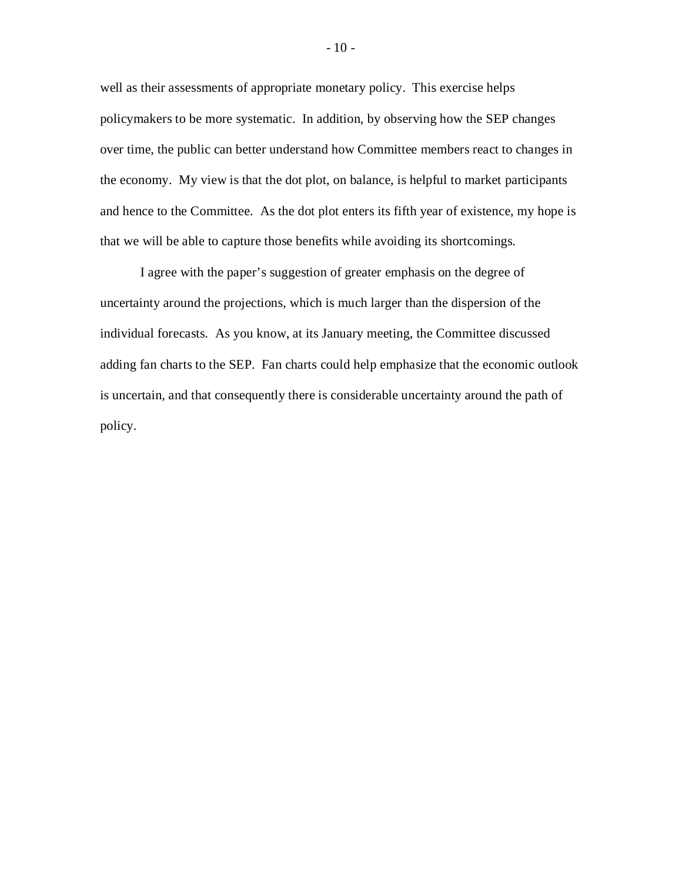well as their assessments of appropriate monetary policy. This exercise helps policymakers to be more systematic. In addition, by observing how the SEP changes over time, the public can better understand how Committee members react to changes in the economy. My view is that the dot plot, on balance, is helpful to market participants and hence to the Committee. As the dot plot enters its fifth year of existence, my hope is that we will be able to capture those benefits while avoiding its shortcomings.

I agree with the paper's suggestion of greater emphasis on the degree of uncertainty around the projections, which is much larger than the dispersion of the individual forecasts. As you know, at its January meeting, the Committee discussed adding fan charts to the SEP. Fan charts could help emphasize that the economic outlook is uncertain, and that consequently there is considerable uncertainty around the path of policy.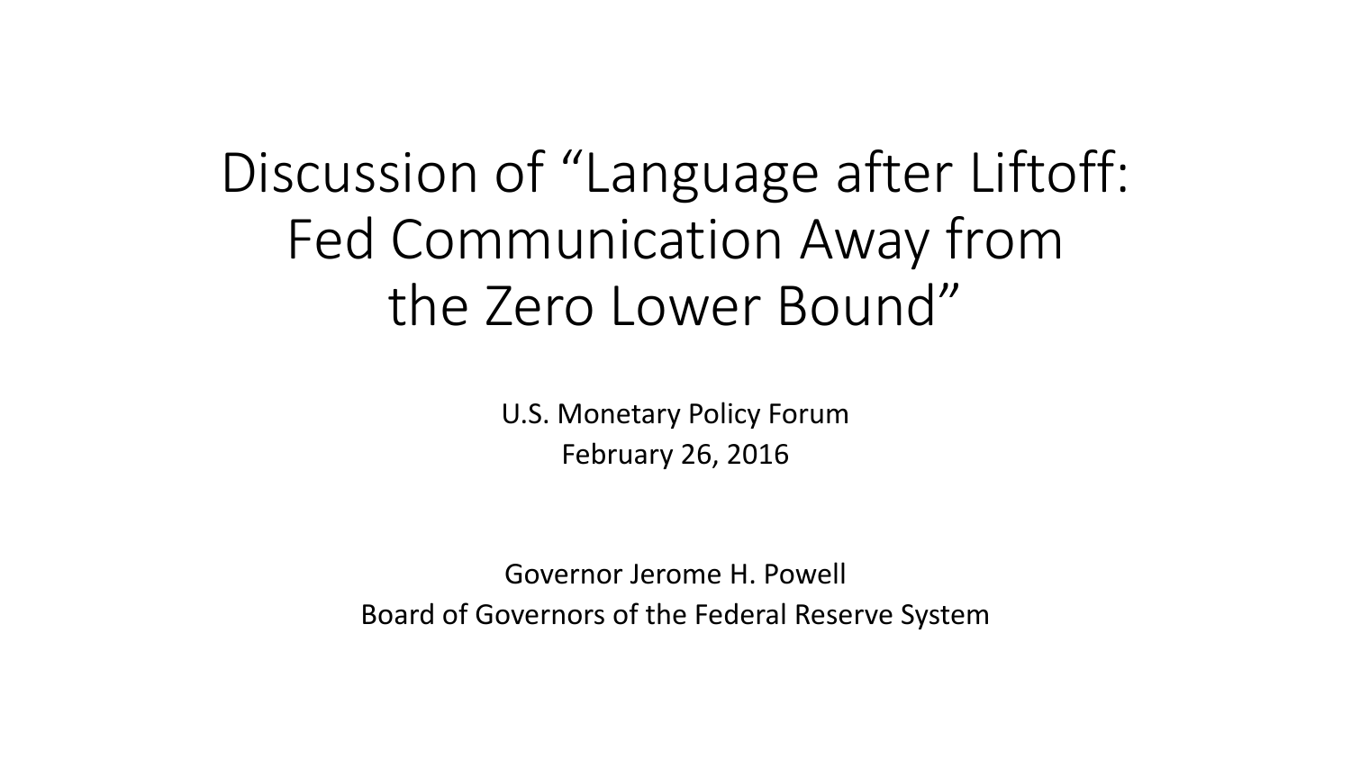# Discussion of "Language after Liftoff: Fed Communication Away from the Zero Lower Bound"

U.S. Monetary Policy Forum
February 26, 2016

Governor Jerome H. Powell
Board of Governors of the Federal Reserve System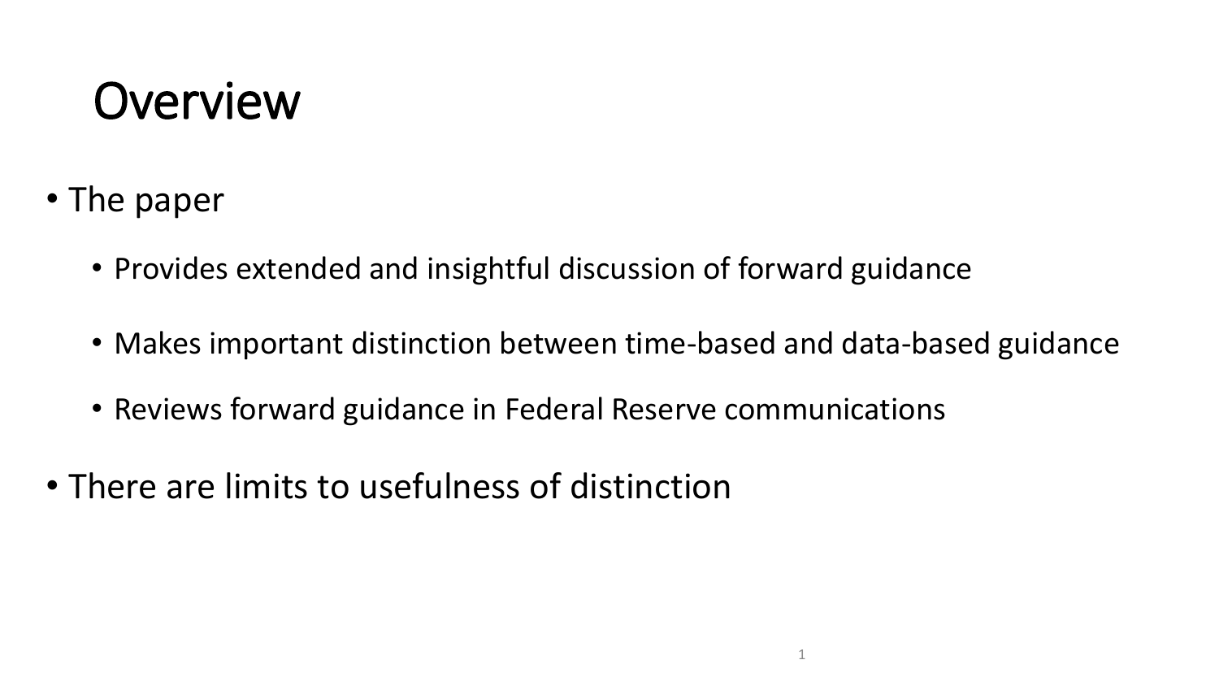# Overview

- The paper
  - Provides extended and insightful discussion of forward guidance
  - Makes important distinction between time-based and data-based guidance
  - Reviews forward guidance in Federal Reserve communications
- There are limits to usefulness of distinction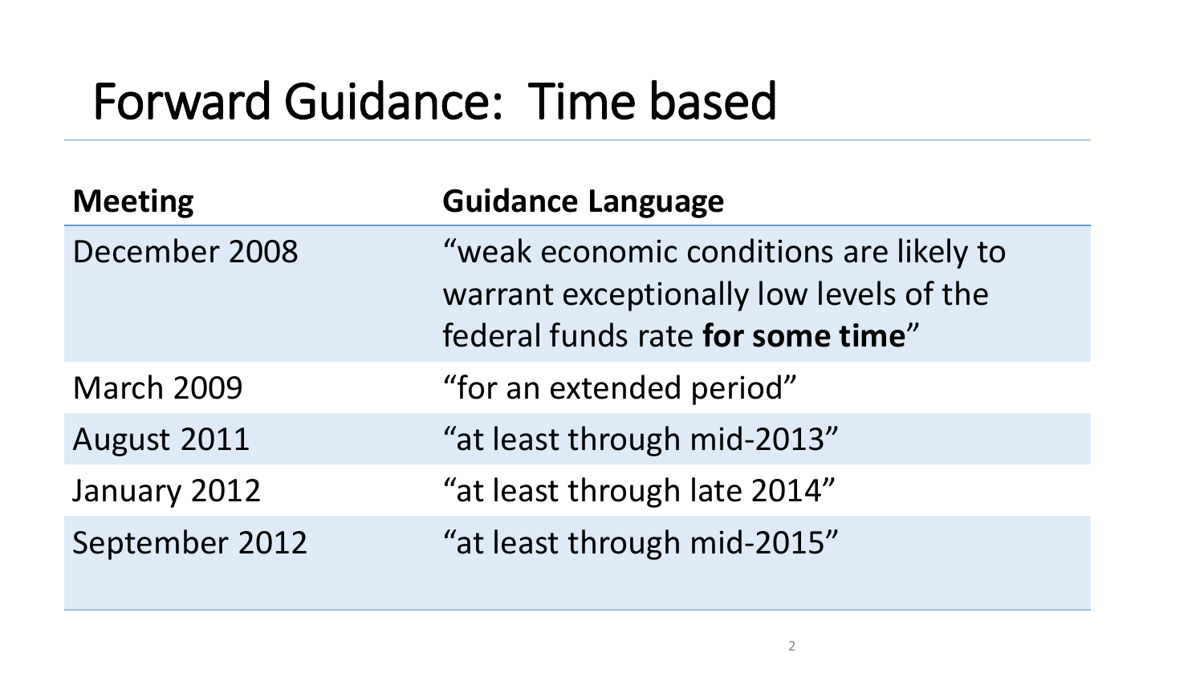# Forward Guidance: Time based

| Meeting | Guidance Language |
| --- | --- |
| December 2008 | "weak economic conditions are likely to warrant exceptionally low levels of the federal funds rate **for some time**" |
| March 2009 | "for an extended period" |
| August 2011 | "at least through mid-2013" |
| January 2012 | "at least through late 2014" |
| September 2012 | "at least through mid-2015" |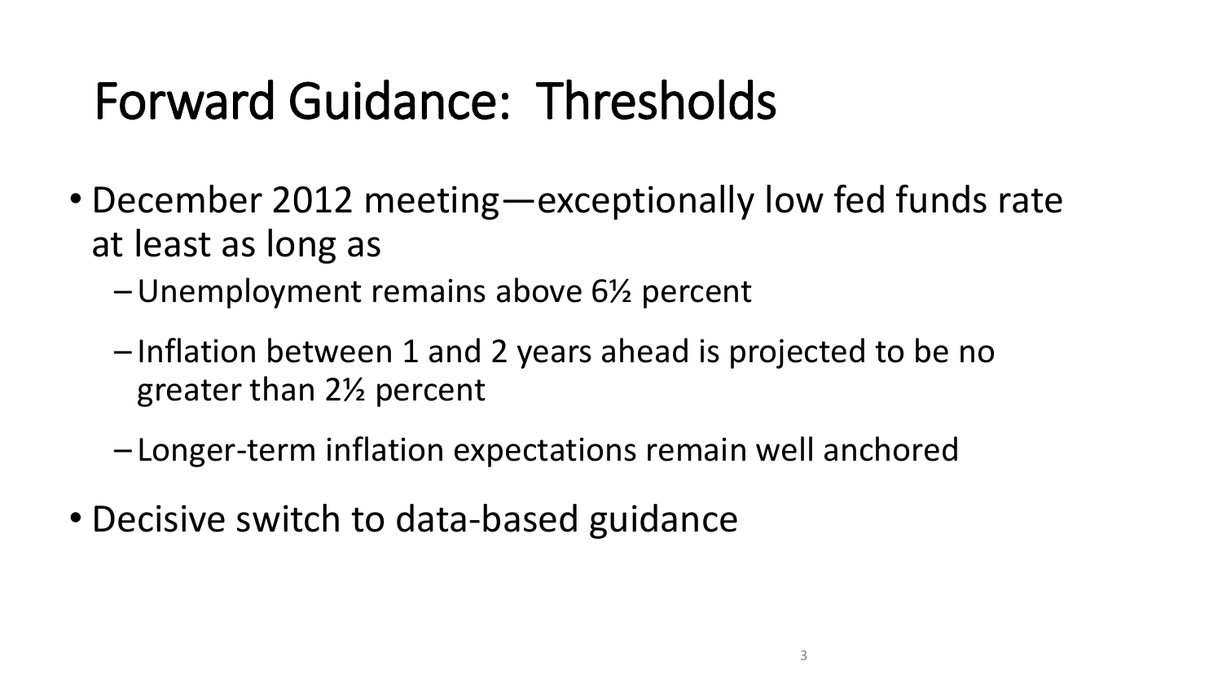# Forward Guidance: Thresholds

- December 2012 meeting—exceptionally low fed funds rate at least as long as
  - Unemployment remains above 6½ percent
  - Inflation between 1 and 2 years ahead is projected to be no greater than 2½ percent
  - Longer-term inflation expectations remain well anchored
- Decisive switch to data-based guidance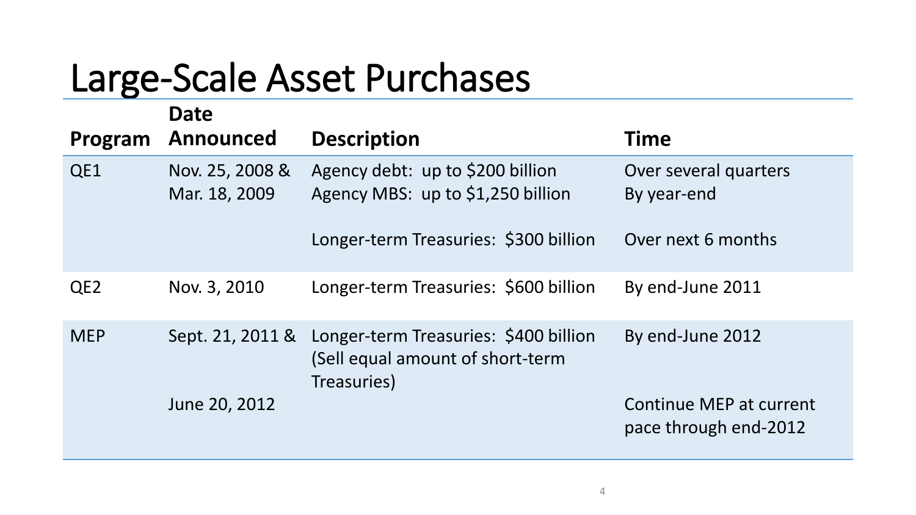# Large-Scale Asset Purchases

| Program | Date Announced | Description | Time |
|---|---|---|---|
| QE1 | Nov. 25, 2008 & | Agency debt: up to $200 billion | Over several quarters |
| | Mar. 18, 2009 | Agency MBS: up to $1,250 billion | By year-end |
| | | Longer-term Treasuries: $300 billion | Over next 6 months |
| QE2 | Nov. 3, 2010 | Longer-term Treasuries: $600 billion | By end-June 2011 |
| MEP | Sept. 21, 2011 & | Longer-term Treasuries: $400 billion (Sell equal amount of short-term Treasuries) | By end-June 2012 |
| | June 20, 2012 | | Continue MEP at current pace through end-2012 |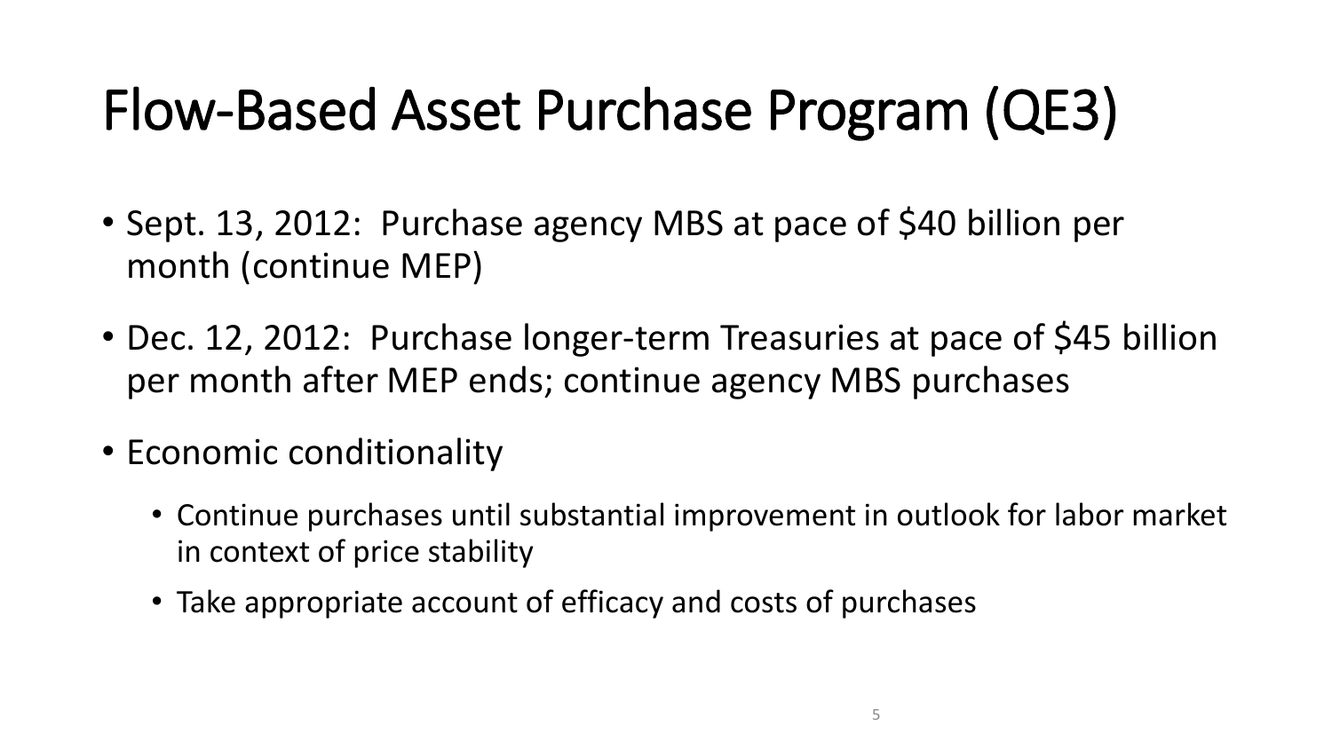# Flow-Based Asset Purchase Program (QE3)

- Sept. 13, 2012: Purchase agency MBS at pace of $40 billion per month (continue MEP)
- Dec. 12, 2012: Purchase longer-term Treasuries at pace of $45 billion per month after MEP ends; continue agency MBS purchases
- Economic conditionality
  - Continue purchases until substantial improvement in outlook for labor market in context of price stability
  - Take appropriate account of efficacy and costs of purchases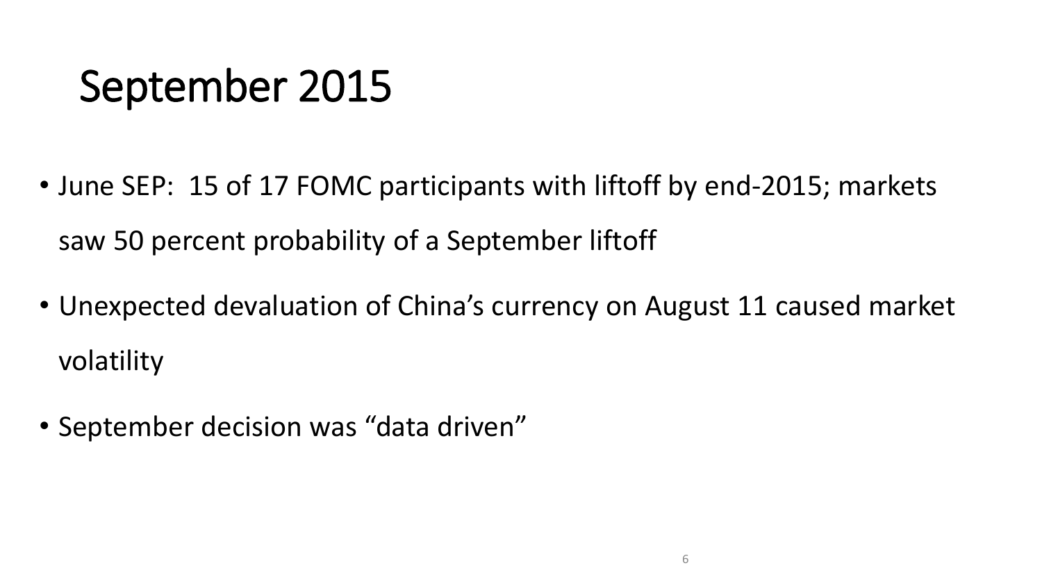# September 2015

- June SEP: 15 of 17 FOMC participants with liftoff by end-2015; markets saw 50 percent probability of a September liftoff
- Unexpected devaluation of China's currency on August 11 caused market volatility
- September decision was "data driven"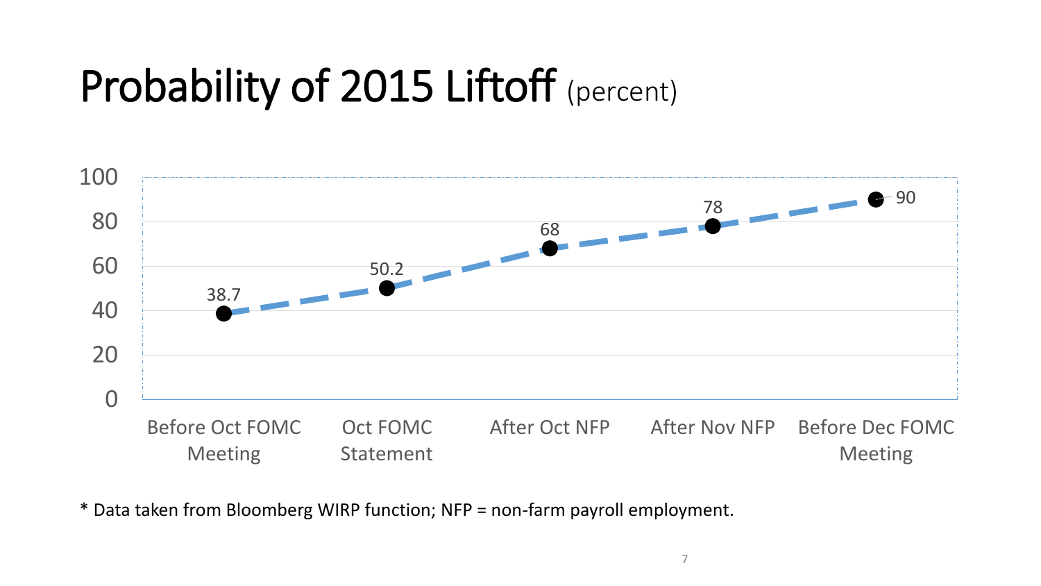# Probability of 2015 Liftoff (percent)

| | Before Oct FOMC Meeting | Oct FOMC Statement | After Oct NFP | After Nov NFP | Before Dec FOMC Meeting |
|---|---|---|---|---|---|
| Probability (percent) | 38.7 | 50.2 | 68 | 78 | 90 |

* Data taken from Bloomberg WIRP function; NFP = non-farm payroll employment.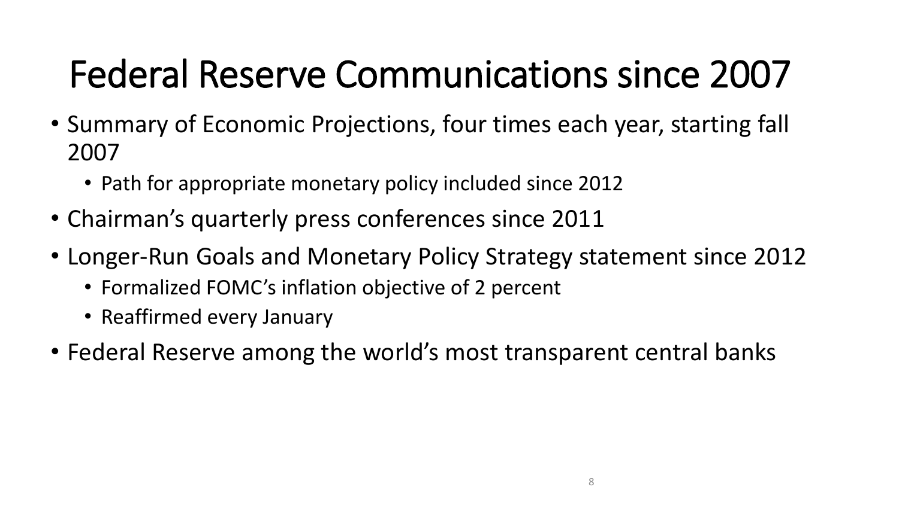# Federal Reserve Communications since 2007

- Summary of Economic Projections, four times each year, starting fall 2007
  - Path for appropriate monetary policy included since 2012
- Chairman's quarterly press conferences since 2011
- Longer-Run Goals and Monetary Policy Strategy statement since 2012
  - Formalized FOMC's inflation objective of 2 percent
  - Reaffirmed every January
- Federal Reserve among the world's most transparent central banks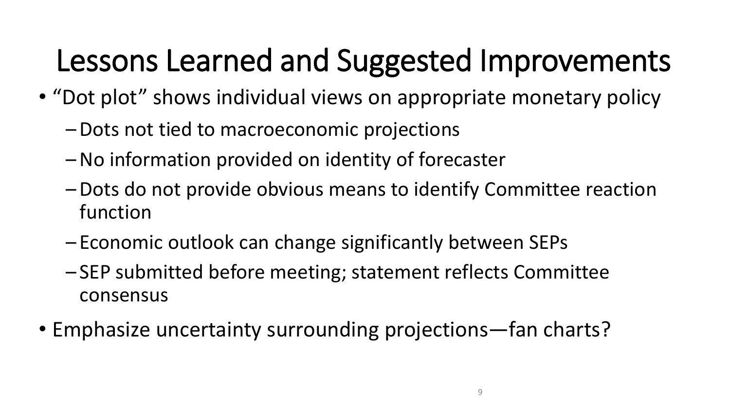# Lessons Learned and Suggested Improvements

- “Dot plot” shows individual views on appropriate monetary policy
  - Dots not tied to macroeconomic projections
  - No information provided on identity of forecaster
  - Dots do not provide obvious means to identify Committee reaction function
  - Economic outlook can change significantly between SEPs
  - SEP submitted before meeting; statement reflects Committee consensus
- Emphasize uncertainty surrounding projections—fan charts?